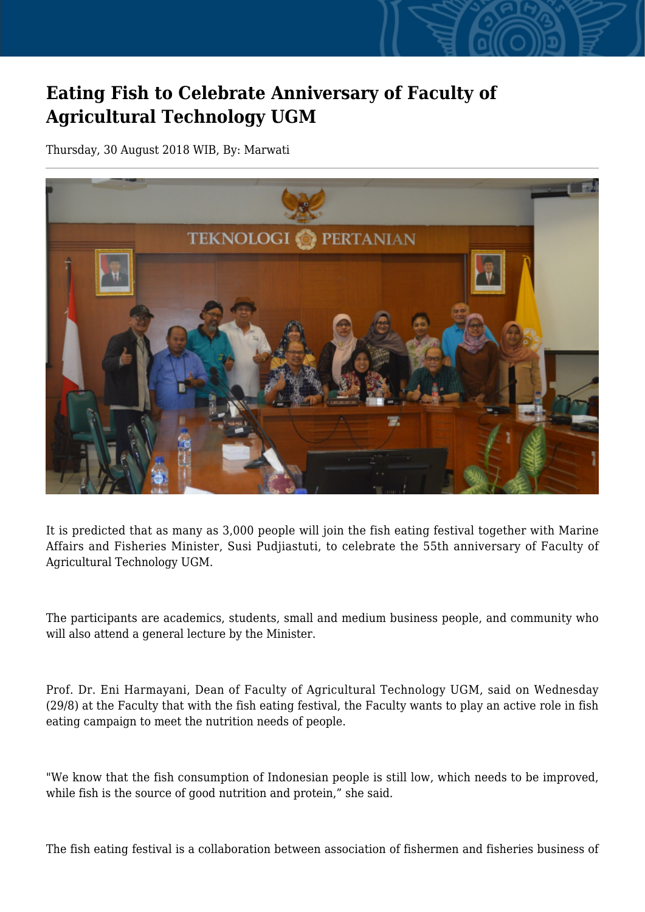# Eating Fish to Celebrate Anniversary of Faculty of Agricultural Technology UGM

Thursday, 30 August 2018 WIB, By: Marwati

It is predicted that as many as 3,000 people will join the fish eating festival together with Marine Affairs and Fisheries Minister, Susi Pudjiastuti, to celebrate the 55th anniversary of Faculty of Agricultural Technology UGM.

The participants are academics, students, small and medium business people, and community who will also attend a general lecture by the Minister.

Prof. Dr. Eni Harmayani, Dean of Faculty of Agricultural Technology UGM, said on Wednesday (29/8) at the Faculty that with the fish eating festival, the Faculty wants to play an active role in fish eating campaign to meet the nutrition needs of people.

"We know that the fish consumption of Indonesian people is still low, which needs to be improved, while fish is the source of good nutrition and protein," she said.

The fish eating festival is a collaboration between association of fishermen and fisheries business of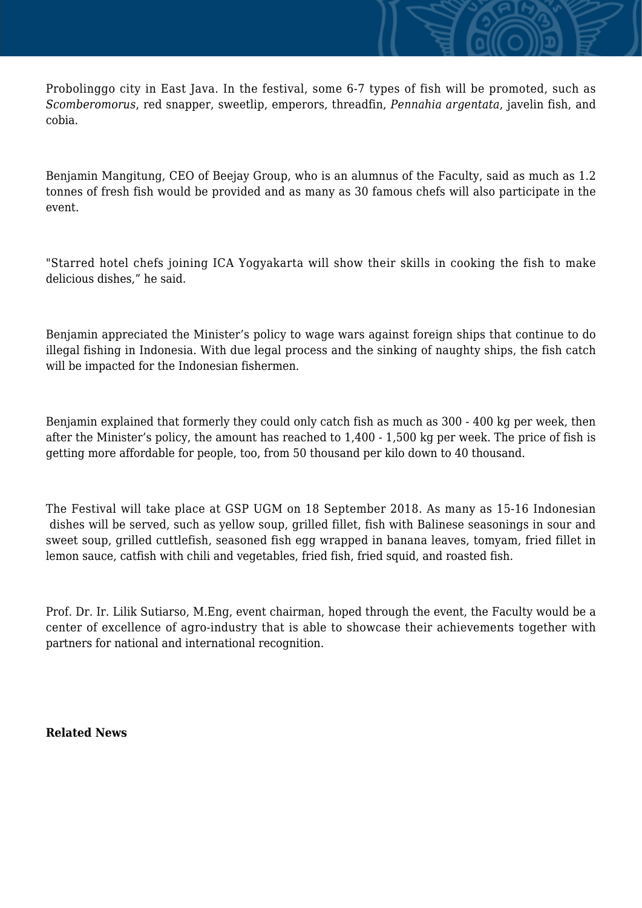Probolinggo city in East Java. In the festival, some 6-7 types of fish will be promoted, such as *Scomberomorus*, red snapper, sweetlip, emperors, threadfin, *Pennahia argentata*, javelin fish, and cobia.

Benjamin Mangitung, CEO of Beejay Group, who is an alumnus of the Faculty, said as much as 1.2 tonnes of fresh fish would be provided and as many as 30 famous chefs will also participate in the event.

"Starred hotel chefs joining ICA Yogyakarta will show their skills in cooking the fish to make delicious dishes," he said.

Benjamin appreciated the Minister's policy to wage wars against foreign ships that continue to do illegal fishing in Indonesia. With due legal process and the sinking of naughty ships, the fish catch will be impacted for the Indonesian fishermen.

Benjamin explained that formerly they could only catch fish as much as 300 - 400 kg per week, then after the Minister's policy, the amount has reached to 1,400 - 1,500 kg per week. The price of fish is getting more affordable for people, too, from 50 thousand per kilo down to 40 thousand.

The Festival will take place at GSP UGM on 18 September 2018. As many as 15-16 Indonesian dishes will be served, such as yellow soup, grilled fillet, fish with Balinese seasonings in sour and sweet soup, grilled cuttlefish, seasoned fish egg wrapped in banana leaves, tomyam, fried fillet in lemon sauce, catfish with chili and vegetables, fried fish, fried squid, and roasted fish.

Prof. Dr. Ir. Lilik Sutiarso, M.Eng, event chairman, hoped through the event, the Faculty would be a center of excellence of agro-industry that is able to showcase their achievements together with partners for national and international recognition.

**Related News**